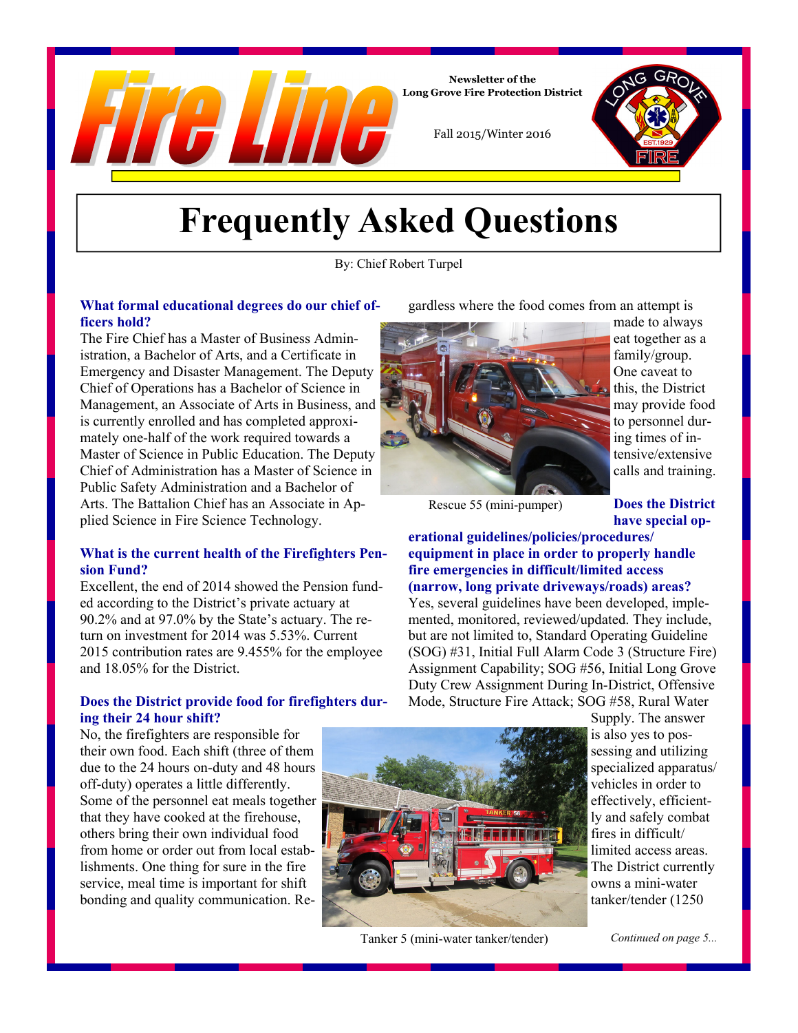# Fire Line

Newsletter of the Long Grove Fire Protection District

Fall 2015/Winter 2016

# Frequently Asked Questions

By: Chief Robert Turpel

**What formal educational degrees do our chief officers hold?**

The Fire Chief has a Master of Business Administration, a Bachelor of Arts, and a Certificate in Emergency and Disaster Management. The Deputy Chief of Operations has a Bachelor of Science in Management, an Associate of Arts in Business, and is currently enrolled and has completed approximately one-half of the work required towards a Master of Science in Public Education. The Deputy Chief of Administration has a Master of Science in Public Safety Administration and a Bachelor of Arts. The Battalion Chief has an Associate in Applied Science in Fire Science Technology.

**What is the current health of the Firefighters Pension Fund?**

Excellent, the end of 2014 showed the Pension funded according to the District's private actuary at 90.2% and at 97.0% by the State's actuary. The return on investment for 2014 was 5.53%. Current 2015 contribution rates are 9.455% for the employee and 18.05% for the District.

**Does the District provide food for firefighters during their 24 hour shift?**

No, the firefighters are responsible for their own food. Each shift (three of them due to the 24 hours on-duty and 48 hours off-duty) operates a little differently. Some of the personnel eat meals together that they have cooked at the firehouse, others bring their own individual food from home or order out from local establishments. One thing for sure in the fire service, meal time is important for shift bonding and quality communication. Regardless where the food comes from an attempt is made to always eat together as a family/group. One caveat to this, the District may provide food to personnel during times of intensive/extensive calls and training.

Rescue 55 (mini-pumper)

**Does the District have special operational guidelines/policies/procedures/equipment in place in order to properly handle fire emergencies in difficult/limited access (narrow, long private driveways/roads) areas?**

Yes, several guidelines have been developed, implemented, monitored, reviewed/updated. They include, but are not limited to, Standard Operating Guideline (SOG) #31, Initial Full Alarm Code 3 (Structure Fire) Assignment Capability; SOG #56, Initial Long Grove Duty Crew Assignment During In-District, Offensive Mode, Structure Fire Attack; SOG #58, Rural Water Supply. The answer is also yes to possessing and utilizing specialized apparatus/vehicles in order to effectively, efficiently and safely combat fires in difficult/limited access areas. The District currently owns a mini-water tanker/tender (1250

Tanker 5 (mini-water tanker/tender)

*Continued on page 5...*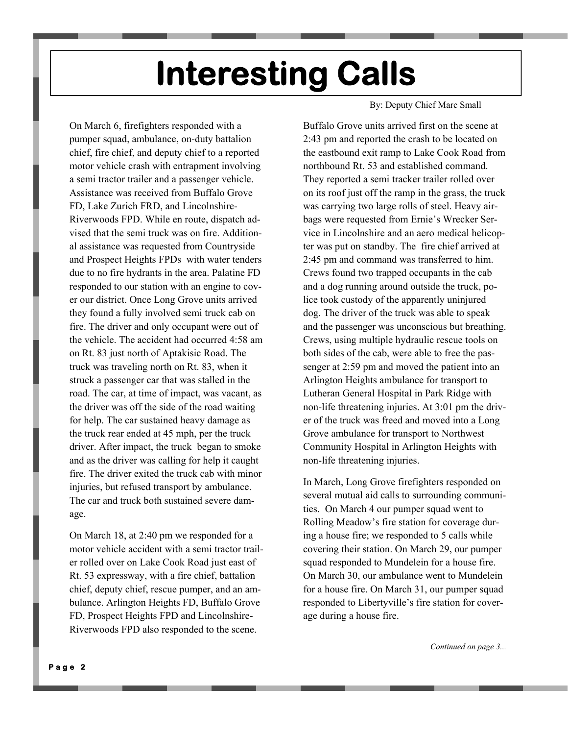# Interesting Calls

By: Deputy Chief Marc Small

On March 6, firefighters responded with a pumper squad, ambulance, on-duty battalion chief, fire chief, and deputy chief to a reported motor vehicle crash with entrapment involving a semi tractor trailer and a passenger vehicle. Assistance was received from Buffalo Grove FD, Lake Zurich FRD, and Lincolnshire-Riverwoods FPD. While en route, dispatch advised that the semi truck was on fire. Additional assistance was requested from Countryside and Prospect Heights FPDs with water tenders due to no fire hydrants in the area. Palatine FD responded to our station with an engine to cover our district. Once Long Grove units arrived they found a fully involved semi truck cab on fire. The driver and only occupant were out of the vehicle. The accident had occurred 4:58 am on Rt. 83 just north of Aptakisic Road. The truck was traveling north on Rt. 83, when it struck a passenger car that was stalled in the road. The car, at time of impact, was vacant, as the driver was off the side of the road waiting for help. The car sustained heavy damage as the truck rear ended at 45 mph, per the truck driver. After impact, the truck began to smoke and as the driver was calling for help it caught fire. The driver exited the truck cab with minor injuries, but refused transport by ambulance. The car and truck both sustained severe damage.

On March 18, at 2:40 pm we responded for a motor vehicle accident with a semi tractor trailer rolled over on Lake Cook Road just east of Rt. 53 expressway, with a fire chief, battalion chief, deputy chief, rescue pumper, and an ambulance. Arlington Heights FD, Buffalo Grove FD, Prospect Heights FPD and Lincolnshire-Riverwoods FPD also responded to the scene. Buffalo Grove units arrived first on the scene at 2:43 pm and reported the crash to be located on the eastbound exit ramp to Lake Cook Road from northbound Rt. 53 and established command. They reported a semi tracker trailer rolled over on its roof just off the ramp in the grass, the truck was carrying two large rolls of steel. Heavy airbags were requested from Ernie's Wrecker Service in Lincolnshire and an aero medical helicopter was put on standby. The fire chief arrived at 2:45 pm and command was transferred to him. Crews found two trapped occupants in the cab and a dog running around outside the truck, police took custody of the apparently uninjured dog. The driver of the truck was able to speak and the passenger was unconscious but breathing. Crews, using multiple hydraulic rescue tools on both sides of the cab, were able to free the passenger at 2:59 pm and moved the patient into an Arlington Heights ambulance for transport to Lutheran General Hospital in Park Ridge with non-life threatening injuries. At 3:01 pm the driver of the truck was freed and moved into a Long Grove ambulance for transport to Northwest Community Hospital in Arlington Heights with non-life threatening injuries.

In March, Long Grove firefighters responded on several mutual aid calls to surrounding communities. On March 4 our pumper squad went to Rolling Meadow's fire station for coverage during a house fire; we responded to 5 calls while covering their station. On March 29, our pumper squad responded to Mundelein for a house fire. On March 30, our ambulance went to Mundelein for a house fire. On March 31, our pumper squad responded to Libertyville's fire station for coverage during a house fire.

*Continued on page 3...*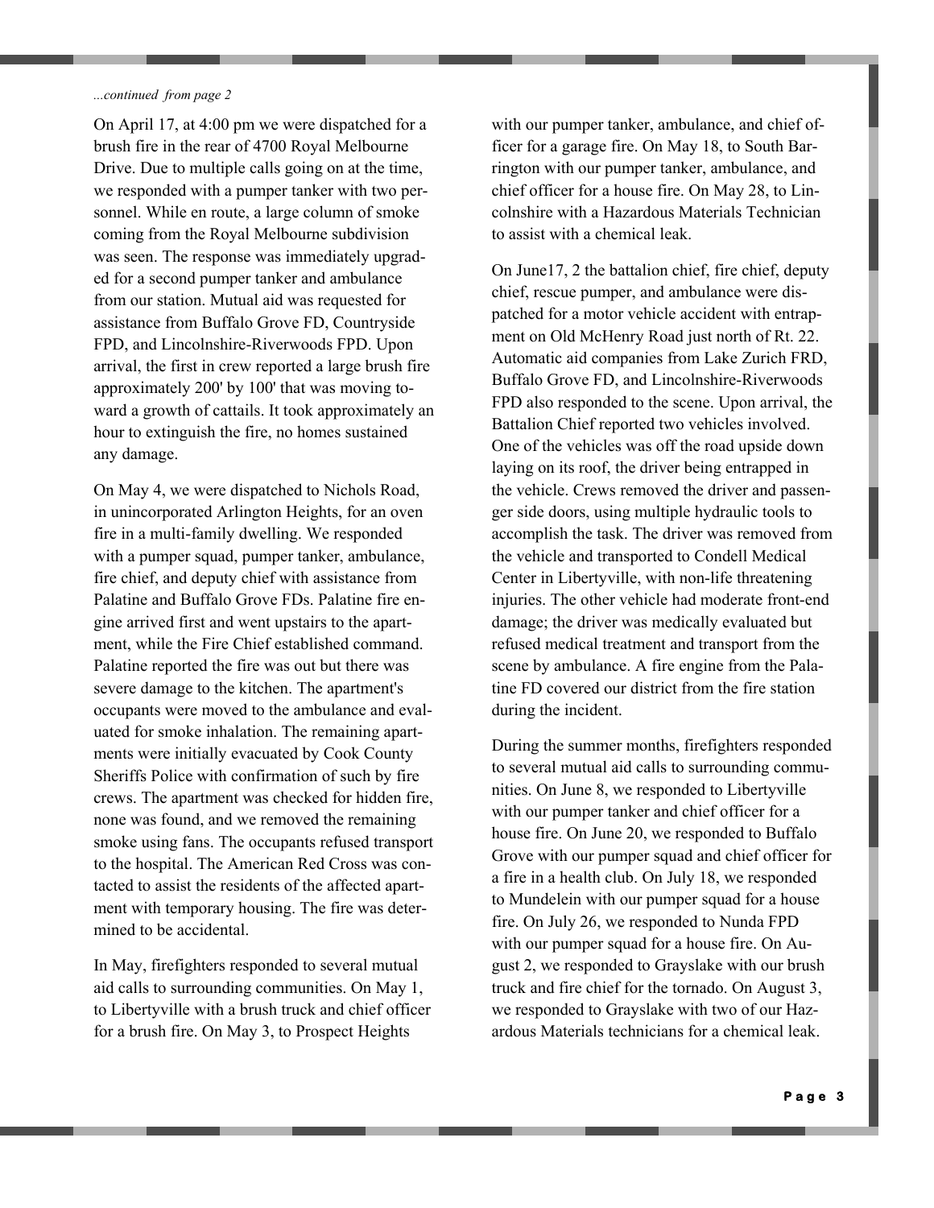*...continued from page 2*

On April 17, at 4:00 pm we were dispatched for a brush fire in the rear of 4700 Royal Melbourne Drive. Due to multiple calls going on at the time, we responded with a pumper tanker with two personnel. While en route, a large column of smoke coming from the Royal Melbourne subdivision was seen. The response was immediately upgraded for a second pumper tanker and ambulance from our station. Mutual aid was requested for assistance from Buffalo Grove FD, Countryside FPD, and Lincolnshire-Riverwoods FPD. Upon arrival, the first in crew reported a large brush fire approximately 200' by 100' that was moving toward a growth of cattails. It took approximately an hour to extinguish the fire, no homes sustained any damage.

On May 4, we were dispatched to Nichols Road, in unincorporated Arlington Heights, for an oven fire in a multi-family dwelling. We responded with a pumper squad, pumper tanker, ambulance, fire chief, and deputy chief with assistance from Palatine and Buffalo Grove FDs. Palatine fire engine arrived first and went upstairs to the apartment, while the Fire Chief established command. Palatine reported the fire was out but there was severe damage to the kitchen. The apartment's occupants were moved to the ambulance and evaluated for smoke inhalation. The remaining apartments were initially evacuated by Cook County Sheriffs Police with confirmation of such by fire crews. The apartment was checked for hidden fire, none was found, and we removed the remaining smoke using fans. The occupants refused transport to the hospital. The American Red Cross was contacted to assist the residents of the affected apartment with temporary housing. The fire was determined to be accidental.

In May, firefighters responded to several mutual aid calls to surrounding communities. On May 1, to Libertyville with a brush truck and chief officer for a brush fire. On May 3, to Prospect Heights with our pumper tanker, ambulance, and chief officer for a garage fire. On May 18, to South Barrington with our pumper tanker, ambulance, and chief officer for a house fire. On May 28, to Lincolnshire with a Hazardous Materials Technician to assist with a chemical leak.

On June17, 2 the battalion chief, fire chief, deputy chief, rescue pumper, and ambulance were dispatched for a motor vehicle accident with entrapment on Old McHenry Road just north of Rt. 22. Automatic aid companies from Lake Zurich FRD, Buffalo Grove FD, and Lincolnshire-Riverwoods FPD also responded to the scene. Upon arrival, the Battalion Chief reported two vehicles involved. One of the vehicles was off the road upside down laying on its roof, the driver being entrapped in the vehicle. Crews removed the driver and passenger side doors, using multiple hydraulic tools to accomplish the task. The driver was removed from the vehicle and transported to Condell Medical Center in Libertyville, with non-life threatening injuries. The other vehicle had moderate front-end damage; the driver was medically evaluated but refused medical treatment and transport from the scene by ambulance. A fire engine from the Palatine FD covered our district from the fire station during the incident.

During the summer months, firefighters responded to several mutual aid calls to surrounding communities. On June 8, we responded to Libertyville with our pumper tanker and chief officer for a house fire. On June 20, we responded to Buffalo Grove with our pumper squad and chief officer for a fire in a health club. On July 18, we responded to Mundelein with our pumper squad for a house fire. On July 26, we responded to Nunda FPD with our pumper squad for a house fire. On August 2, we responded to Grayslake with our brush truck and fire chief for the tornado. On August 3, we responded to Grayslake with two of our Hazardous Materials technicians for a chemical leak.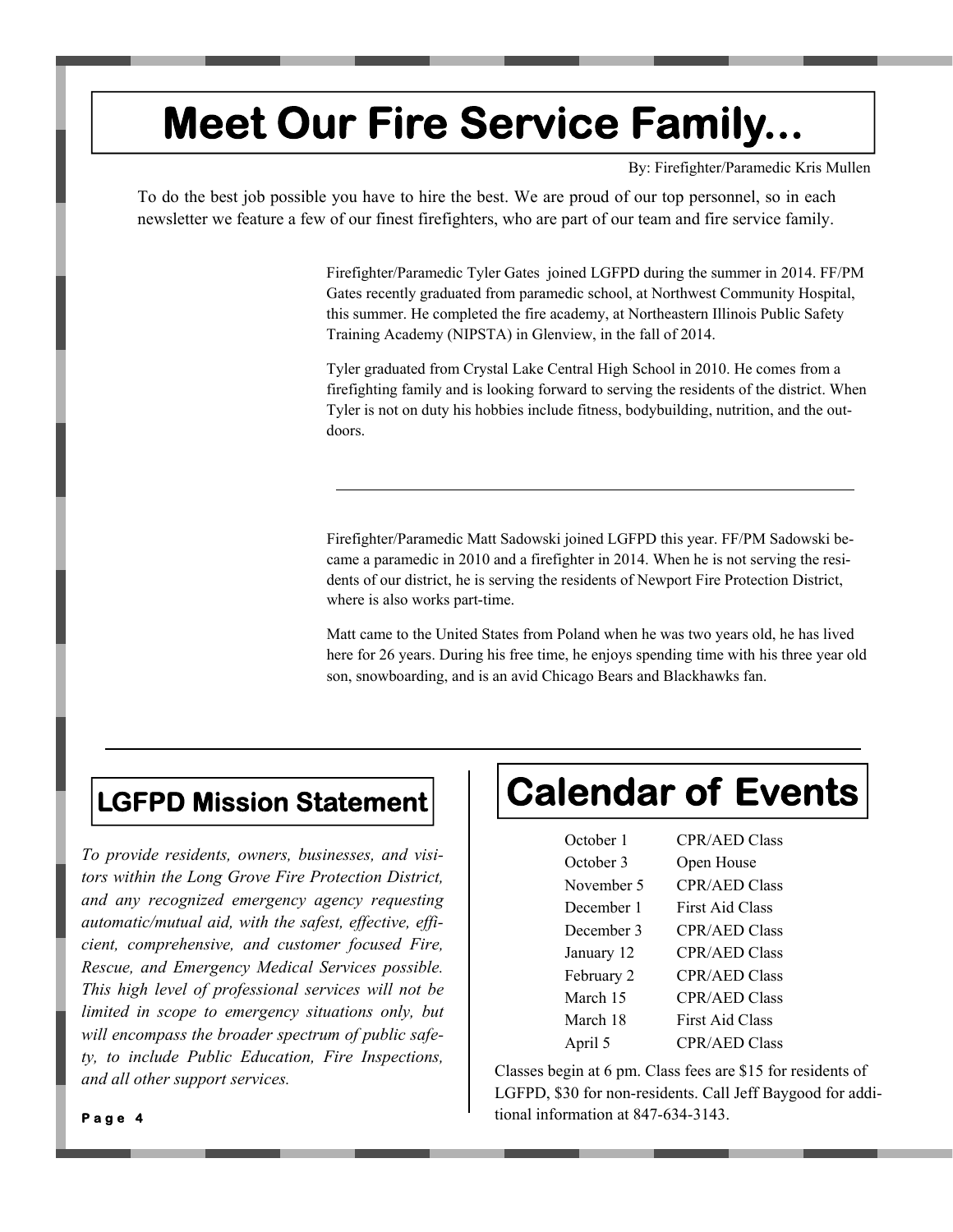# Meet Our Fire Service Family...

By: Firefighter/Paramedic Kris Mullen

To do the best job possible you have to hire the best. We are proud of our top personnel, so in each newsletter we feature a few of our finest firefighters, who are part of our team and fire service family.

Firefighter/Paramedic Tyler Gates joined LGFPD during the summer in 2014. FF/PM Gates recently graduated from paramedic school, at Northwest Community Hospital, this summer. He completed the fire academy, at Northeastern Illinois Public Safety Training Academy (NIPSTA) in Glenview, in the fall of 2014.

Tyler graduated from Crystal Lake Central High School in 2010. He comes from a firefighting family and is looking forward to serving the residents of the district. When Tyler is not on duty his hobbies include fitness, bodybuilding, nutrition, and the outdoors.

---

Firefighter/Paramedic Matt Sadowski joined LGFPD this year. FF/PM Sadowski became a paramedic in 2010 and a firefighter in 2014. When he is not serving the residents of our district, he is serving the residents of Newport Fire Protection District, where is also works part-time.

Matt came to the United States from Poland when he was two years old, he has lived here for 26 years. During his free time, he enjoys spending time with his three year old son, snowboarding, and is an avid Chicago Bears and Blackhawks fan.

---

## LGFPD Mission Statement

*To provide residents, owners, businesses, and visitors within the Long Grove Fire Protection District, and any recognized emergency agency requesting automatic/mutual aid, with the safest, effective, efficient, comprehensive, and customer focused Fire, Rescue, and Emergency Medical Services possible. This high level of professional services will not be limited in scope to emergency situations only, but will encompass the broader spectrum of public safety, to include Public Education, Fire Inspections, and all other support services.*

## Calendar of Events

| | |
|---|---|
| October 1 | CPR/AED Class |
| October 3 | Open House |
| November 5 | CPR/AED Class |
| December 1 | First Aid Class |
| December 3 | CPR/AED Class |
| January 12 | CPR/AED Class |
| February 2 | CPR/AED Class |
| March 15 | CPR/AED Class |
| March 18 | First Aid Class |
| April 5 | CPR/AED Class |

Classes begin at 6 pm. Class fees are $15 for residents of LGFPD, $30 for non-residents. Call Jeff Baygood for additional information at 847-634-3143.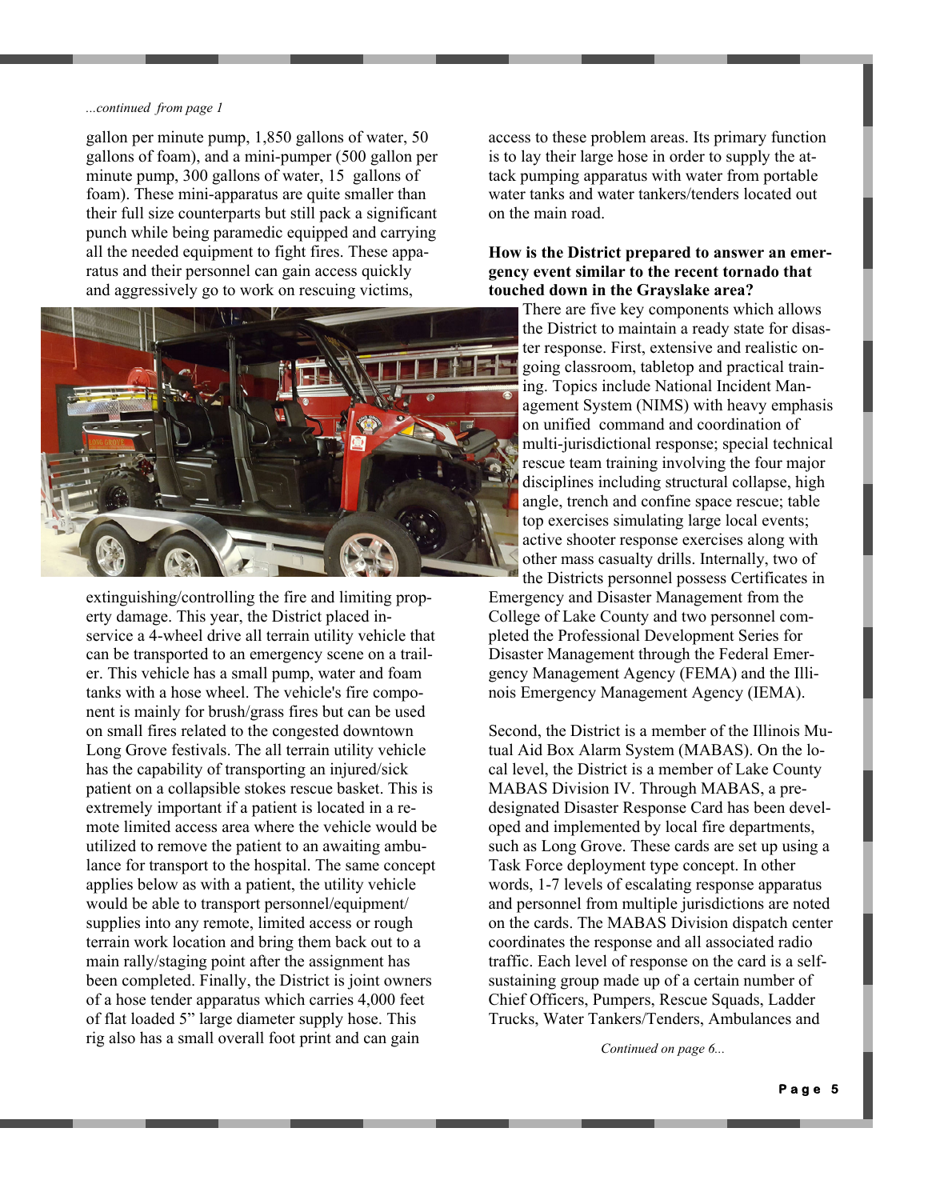*...continued from page 1*

gallon per minute pump, 1,850 gallons of water, 50 gallons of foam), and a mini-pumper (500 gallon per minute pump, 300 gallons of water, 15 gallons of foam). These mini-apparatus are quite smaller than their full size counterparts but still pack a significant punch while being paramedic equipped and carrying all the needed equipment to fight fires. These apparatus and their personnel can gain access quickly and aggressively go to work on rescuing victims, extinguishing/controlling the fire and limiting property damage. This year, the District placed in-service a 4-wheel drive all terrain utility vehicle that can be transported to an emergency scene on a trailer. This vehicle has a small pump, water and foam tanks with a hose wheel. The vehicle's fire component is mainly for brush/grass fires but can be used on small fires related to the congested downtown Long Grove festivals. The all terrain utility vehicle has the capability of transporting an injured/sick patient on a collapsible stokes rescue basket. This is extremely important if a patient is located in a remote limited access area where the vehicle would be utilized to remove the patient to an awaiting ambulance for transport to the hospital. The same concept applies below as with a patient, the utility vehicle would be able to transport personnel/equipment/supplies into any remote, limited access or rough terrain work location and bring them back out to a main rally/staging point after the assignment has been completed. Finally, the District is joint owners of a hose tender apparatus which carries 4,000 feet of flat loaded 5" large diameter supply hose. This rig also has a small overall foot print and can gain access to these problem areas. Its primary function is to lay their large hose in order to supply the attack pumping apparatus with water from portable water tanks and water tankers/tenders located out on the main road.

**How is the District prepared to answer an emergency event similar to the recent tornado that touched down in the Grayslake area?**

There are five key components which allows the District to maintain a ready state for disaster response. First, extensive and realistic ongoing classroom, tabletop and practical training. Topics include National Incident Management System (NIMS) with heavy emphasis on unified command and coordination of multi-jurisdictional response; special technical rescue team training involving the four major disciplines including structural collapse, high angle, trench and confine space rescue; table top exercises simulating large local events; active shooter response exercises along with other mass casualty drills. Internally, two of the Districts personnel possess Certificates in Emergency and Disaster Management from the College of Lake County and two personnel completed the Professional Development Series for Disaster Management through the Federal Emergency Management Agency (FEMA) and the Illinois Emergency Management Agency (IEMA).

Second, the District is a member of the Illinois Mutual Aid Box Alarm System (MABAS). On the local level, the District is a member of Lake County MABAS Division IV. Through MABAS, a pre-designated Disaster Response Card has been developed and implemented by local fire departments, such as Long Grove. These cards are set up using a Task Force deployment type concept. In other words, 1-7 levels of escalating response apparatus and personnel from multiple jurisdictions are noted on the cards. The MABAS Division dispatch center coordinates the response and all associated radio traffic. Each level of response on the card is a self-sustaining group made up of a certain number of Chief Officers, Pumpers, Rescue Squads, Ladder Trucks, Water Tankers/Tenders, Ambulances and

*Continued on page 6...*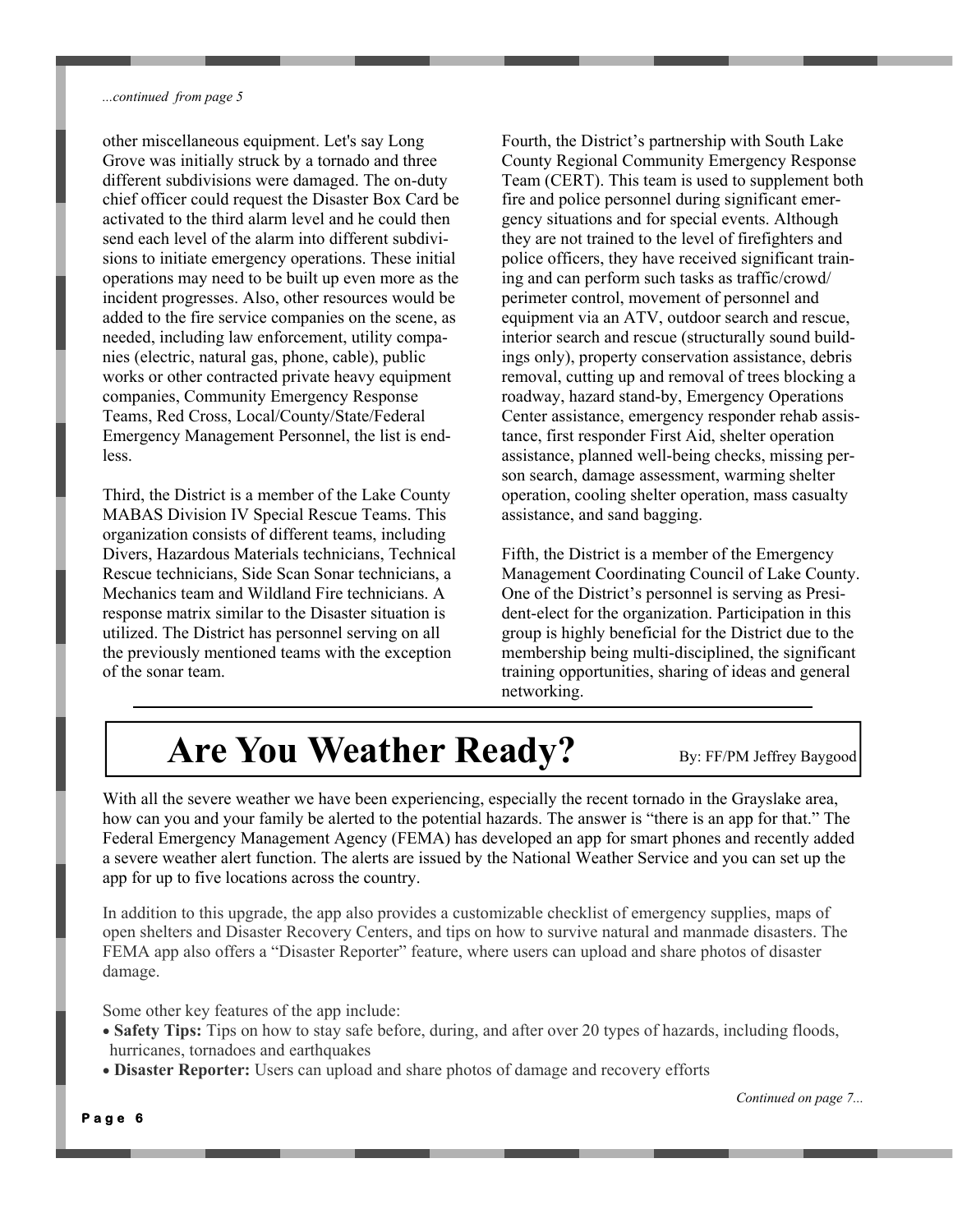*...continued from page 5*

other miscellaneous equipment. Let's say Long Grove was initially struck by a tornado and three different subdivisions were damaged. The on-duty chief officer could request the Disaster Box Card be activated to the third alarm level and he could then send each level of the alarm into different subdivisions to initiate emergency operations. These initial operations may need to be built up even more as the incident progresses. Also, other resources would be added to the fire service companies on the scene, as needed, including law enforcement, utility companies (electric, natural gas, phone, cable), public works or other contracted private heavy equipment companies, Community Emergency Response Teams, Red Cross, Local/County/State/Federal Emergency Management Personnel, the list is endless.

Third, the District is a member of the Lake County MABAS Division IV Special Rescue Teams. This organization consists of different teams, including Divers, Hazardous Materials technicians, Technical Rescue technicians, Side Scan Sonar technicians, a Mechanics team and Wildland Fire technicians. A response matrix similar to the Disaster situation is utilized. The District has personnel serving on all the previously mentioned teams with the exception of the sonar team.

Fourth, the District's partnership with South Lake County Regional Community Emergency Response Team (CERT). This team is used to supplement both fire and police personnel during significant emergency situations and for special events. Although they are not trained to the level of firefighters and police officers, they have received significant training and can perform such tasks as traffic/crowd/perimeter control, movement of personnel and equipment via an ATV, outdoor search and rescue, interior search and rescue (structurally sound buildings only), property conservation assistance, debris removal, cutting up and removal of trees blocking a roadway, hazard stand-by, Emergency Operations Center assistance, emergency responder rehab assistance, first responder First Aid, shelter operation assistance, planned well-being checks, missing person search, damage assessment, warming shelter operation, cooling shelter operation, mass casualty assistance, and sand bagging.

Fifth, the District is a member of the Emergency Management Coordinating Council of Lake County. One of the District's personnel is serving as President-elect for the organization. Participation in this group is highly beneficial for the District due to the membership being multi-disciplined, the significant training opportunities, sharing of ideas and general networking.

# Are You Weather Ready?

By: FF/PM Jeffrey Baygood

With all the severe weather we have been experiencing, especially the recent tornado in the Grayslake area, how can you and your family be alerted to the potential hazards. The answer is "there is an app for that." The Federal Emergency Management Agency (FEMA) has developed an app for smart phones and recently added a severe weather alert function. The alerts are issued by the National Weather Service and you can set up the app for up to five locations across the country.

In addition to this upgrade, the app also provides a customizable checklist of emergency supplies, maps of open shelters and Disaster Recovery Centers, and tips on how to survive natural and manmade disasters. The FEMA app also offers a "Disaster Reporter" feature, where users can upload and share photos of disaster damage.

Some other key features of the app include:

- **Safety Tips:** Tips on how to stay safe before, during, and after over 20 types of hazards, including floods, hurricanes, tornadoes and earthquakes
- **Disaster Reporter:** Users can upload and share photos of damage and recovery efforts

*Continued on page 7...*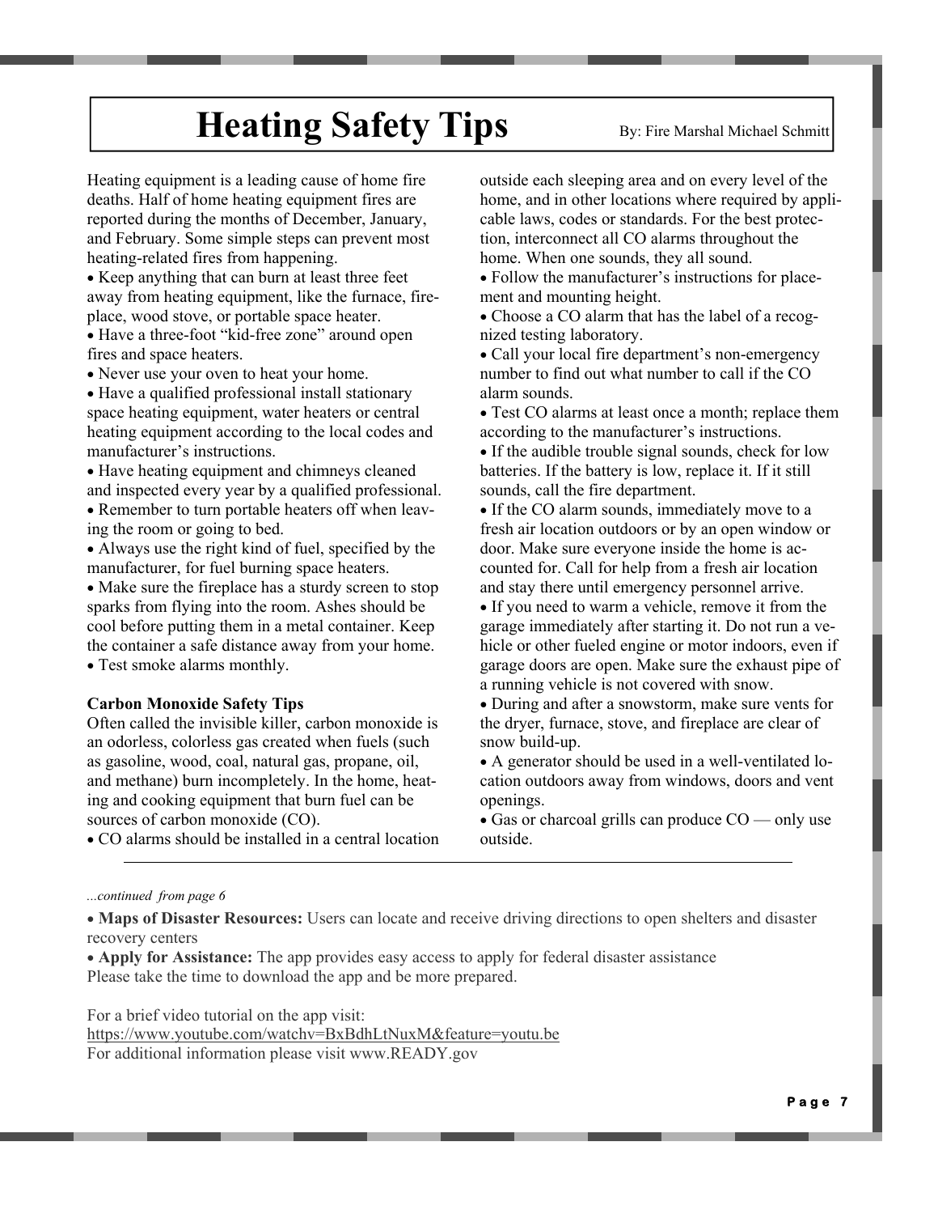# Heating Safety Tips

By: Fire Marshal Michael Schmitt

Heating equipment is a leading cause of home fire deaths. Half of home heating equipment fires are reported during the months of December, January, and February. Some simple steps can prevent most heating-related fires from happening.

- Keep anything that can burn at least three feet away from heating equipment, like the furnace, fireplace, wood stove, or portable space heater.
- Have a three-foot "kid-free zone" around open fires and space heaters.
- Never use your oven to heat your home.
- Have a qualified professional install stationary space heating equipment, water heaters or central heating equipment according to the local codes and manufacturer's instructions.
- Have heating equipment and chimneys cleaned and inspected every year by a qualified professional.
- Remember to turn portable heaters off when leaving the room or going to bed.
- Always use the right kind of fuel, specified by the manufacturer, for fuel burning space heaters.
- Make sure the fireplace has a sturdy screen to stop sparks from flying into the room. Ashes should be cool before putting them in a metal container. Keep the container a safe distance away from your home.
- Test smoke alarms monthly.

**Carbon Monoxide Safety Tips**

Often called the invisible killer, carbon monoxide is an odorless, colorless gas created when fuels (such as gasoline, wood, coal, natural gas, propane, oil, and methane) burn incompletely. In the home, heating and cooking equipment that burn fuel can be sources of carbon monoxide (CO).

- CO alarms should be installed in a central location outside each sleeping area and on every level of the home, and in other locations where required by applicable laws, codes or standards. For the best protection, interconnect all CO alarms throughout the home. When one sounds, they all sound.
- Follow the manufacturer's instructions for placement and mounting height.
- Choose a CO alarm that has the label of a recognized testing laboratory.
- Call your local fire department's non-emergency number to find out what number to call if the CO alarm sounds.
- Test CO alarms at least once a month; replace them according to the manufacturer's instructions.
- If the audible trouble signal sounds, check for low batteries. If the battery is low, replace it. If it still sounds, call the fire department.
- If the CO alarm sounds, immediately move to a fresh air location outdoors or by an open window or door. Make sure everyone inside the home is accounted for. Call for help from a fresh air location and stay there until emergency personnel arrive.
- If you need to warm a vehicle, remove it from the garage immediately after starting it. Do not run a vehicle or other fueled engine or motor indoors, even if garage doors are open. Make sure the exhaust pipe of a running vehicle is not covered with snow.
- During and after a snowstorm, make sure vents for the dryer, furnace, stove, and fireplace are clear of snow build-up.
- A generator should be used in a well-ventilated location outdoors away from windows, doors and vent openings.
- Gas or charcoal grills can produce CO — only use outside.

---

*...continued from page 6*

- **Maps of Disaster Resources:** Users can locate and receive driving directions to open shelters and disaster recovery centers
- **Apply for Assistance:** The app provides easy access to apply for federal disaster assistance

Please take the time to download the app and be more prepared.

For a brief video tutorial on the app visit:
https://www.youtube.com/watchv=BxBdhLtNuxM&feature=youtu.be
For additional information please visit www.READY.gov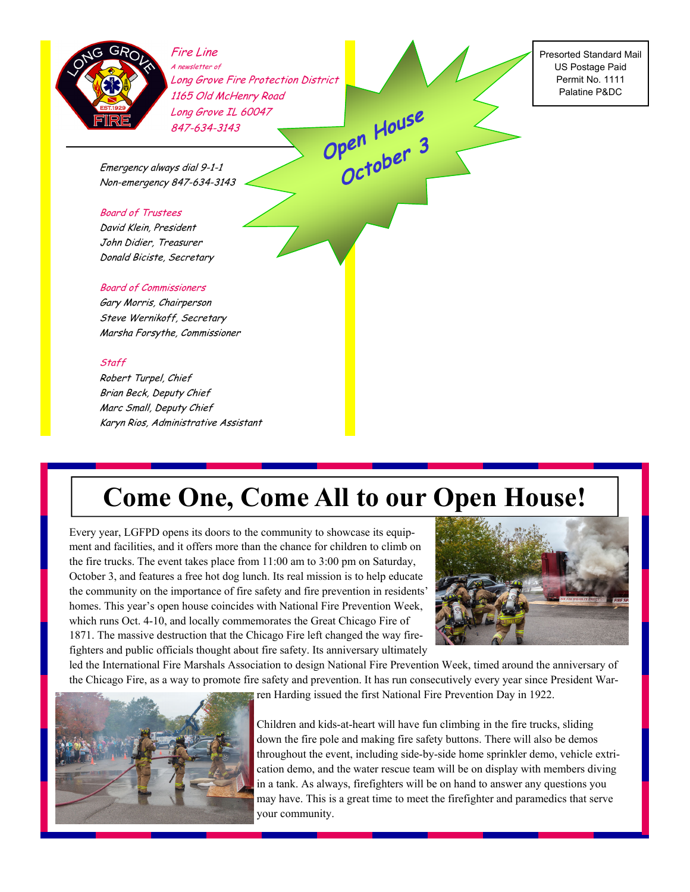*Fire Line*
*A newsletter of*
*Long Grove Fire Protection District*
*1165 Old McHenry Road*
*Long Grove IL 60047*
*847-634-3143*

Presorted Standard Mail
US Postage Paid
Permit No. 1111
Palatine P&DC

**Open House October 3**

*Emergency always dial 9-1-1*
*Non-emergency 847-634-3143*

*Board of Trustees*
*David Klein, President*
*John Didier, Treasurer*
*Donald Biciste, Secretary*

*Board of Commissioners*
*Gary Morris, Chairperson*
*Steve Wernikoff, Secretary*
*Marsha Forsythe, Commissioner*

*Staff*
*Robert Turpel, Chief*
*Brian Beck, Deputy Chief*
*Marc Small, Deputy Chief*
*Karyn Rios, Administrative Assistant*

# Come One, Come All to our Open House!

Every year, LGFPD opens its doors to the community to showcase its equipment and facilities, and it offers more than the chance for children to climb on the fire trucks. The event takes place from 11:00 am to 3:00 pm on Saturday, October 3, and features a free hot dog lunch. Its real mission is to help educate the community on the importance of fire safety and fire prevention in residents' homes. This year's open house coincides with National Fire Prevention Week, which runs Oct. 4-10, and locally commemorates the Great Chicago Fire of 1871. The massive destruction that the Chicago Fire left changed the way firefighters and public officials thought about fire safety. Its anniversary ultimately led the International Fire Marshals Association to design National Fire Prevention Week, timed around the anniversary of the Chicago Fire, as a way to promote fire safety and prevention. It has run consecutively every year since President Warren Harding issued the first National Fire Prevention Day in 1922.

Children and kids-at-heart will have fun climbing in the fire trucks, sliding down the fire pole and making fire safety buttons. There will also be demos throughout the event, including side-by-side home sprinkler demo, vehicle extrication demo, and the water rescue team will be on display with members diving in a tank. As always, firefighters will be on hand to answer any questions you may have. This is a great time to meet the firefighter and paramedics that serve your community.